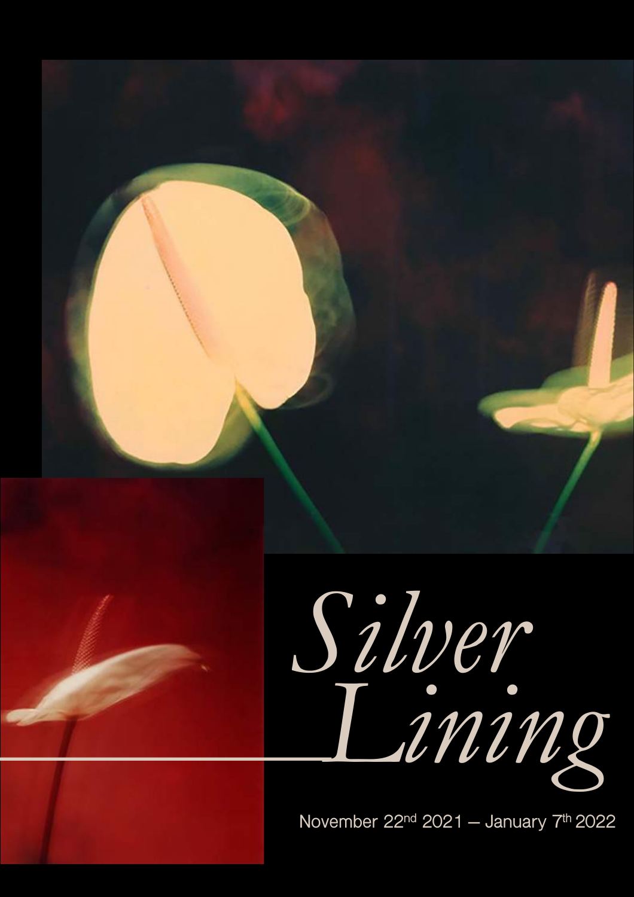# *Silver Lining*

November 22nd 2021 – January 7th 2022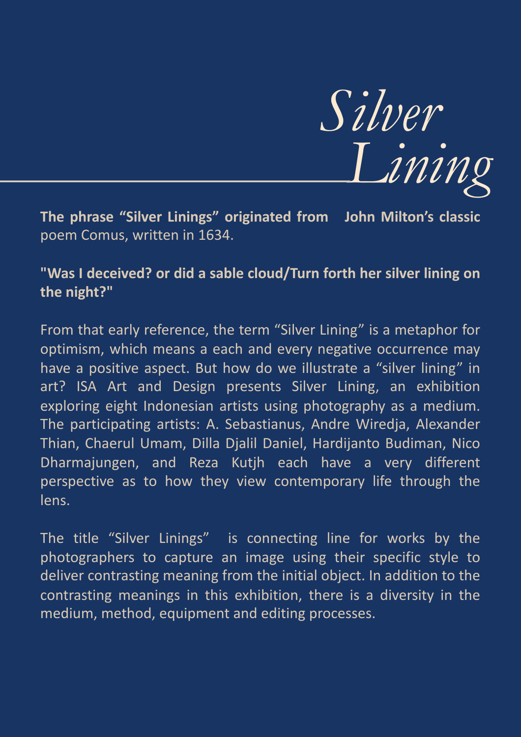# *Silver Lining*

**The phrase "Silver Linings" originated from John Milton's classic** poem Comus, written in 1634.

**"Was I deceived? or did a sable cloud/Turn forth her silver lining on the night?"**

From that early reference, the term "Silver Lining" is a metaphor for optimism, which means a each and every negative occurrence may have a positive aspect. But how do we illustrate a "silver lining" in art? ISA Art and Design presents Silver Lining, an exhibition exploring eight Indonesian artists using photography as a medium. The participating artists: A. Sebastianus, Andre Wiredja, Alexander Thian, Chaerul Umam, Dilla Djalil Daniel, Hardijanto Budiman, Nico Dharmajungen, and Reza Kutjh each have a very different perspective as to how they view contemporary life through the lens.

The title "Silver Linings" is connecting line for works by the photographers to capture an image using their specific style to deliver contrasting meaning from the initial object. In addition to the contrasting meanings in this exhibition, there is a diversity in the medium, method, equipment and editing processes.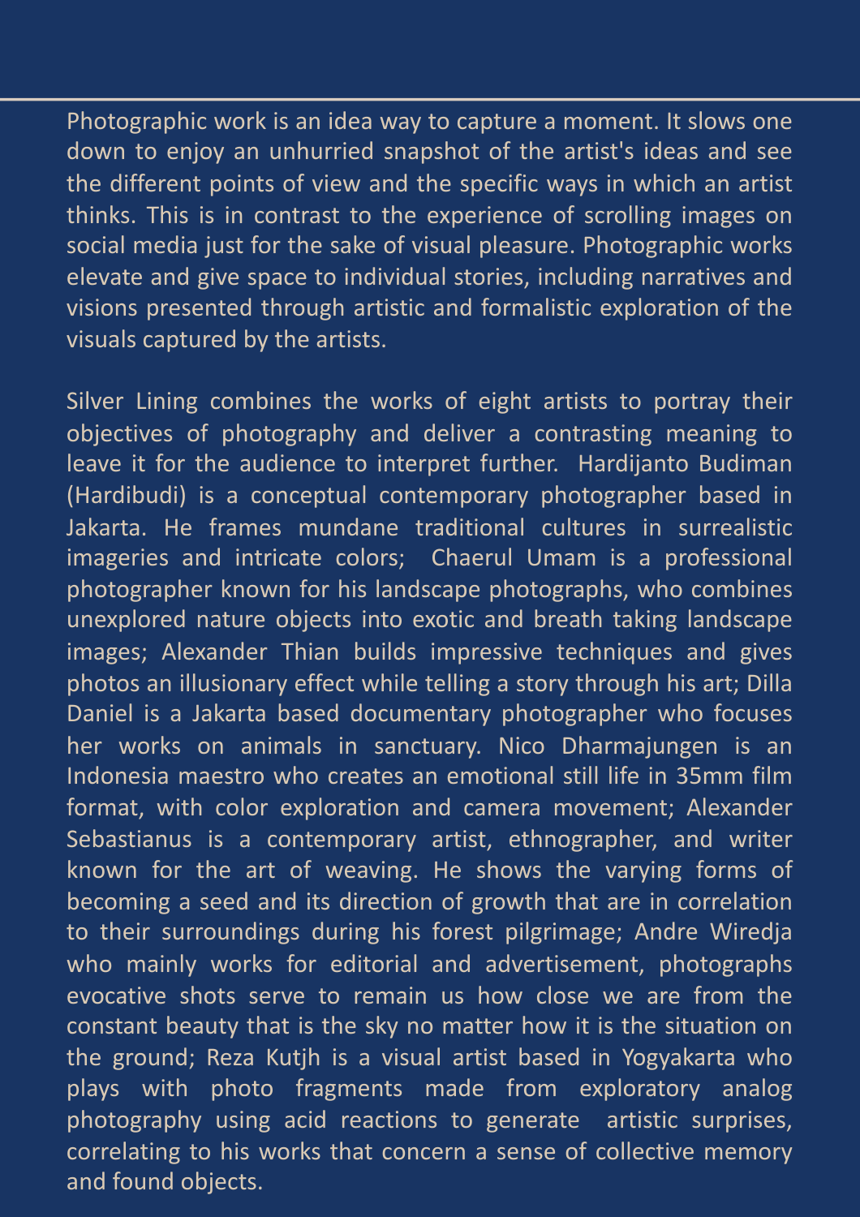Photographic work is an idea way to capture a moment. It slows one down to enjoy an unhurried snapshot of the artist's ideas and see the different points of view and the specific ways in which an artist thinks. This is in contrast to the experience of scrolling images on social media just for the sake of visual pleasure. Photographic works elevate and give space to individual stories, including narratives and visions presented through artistic and formalistic exploration of the visuals captured by the artists.

Silver Lining combines the works of eight artists to portray their objectives of photography and deliver a contrasting meaning to leave it for the audience to interpret further. Hardijanto Budiman (Hardibudi) is a conceptual contemporary photographer based in Jakarta. He frames mundane traditional cultures in surrealistic imageries and intricate colors; Chaerul Umam is a professional photographer known for his landscape photographs, who combines unexplored nature objects into exotic and breath taking landscape images; Alexander Thian builds impressive techniques and gives photos an illusionary effect while telling a story through his art; Dilla Daniel is a Jakarta based documentary photographer who focuses her works on animals in sanctuary. Nico Dharmajungen is an Indonesia maestro who creates an emotional still life in 35mm film format, with color exploration and camera movement; Alexander Sebastianus is a contemporary artist, ethnographer, and writer known for the art of weaving. He shows the varying forms of becoming a seed and its direction of growth that are in correlation to their surroundings during his forest pilgrimage; Andre Wiredja who mainly works for editorial and advertisement, photographs evocative shots serve to remain us how close we are from the constant beauty that is the sky no matter how it is the situation on the ground; Reza Kutjh is a visual artist based in Yogyakarta who plays with photo fragments made from exploratory analog photography using acid reactions to generate artistic surprises, correlating to his works that concern a sense of collective memory and found objects.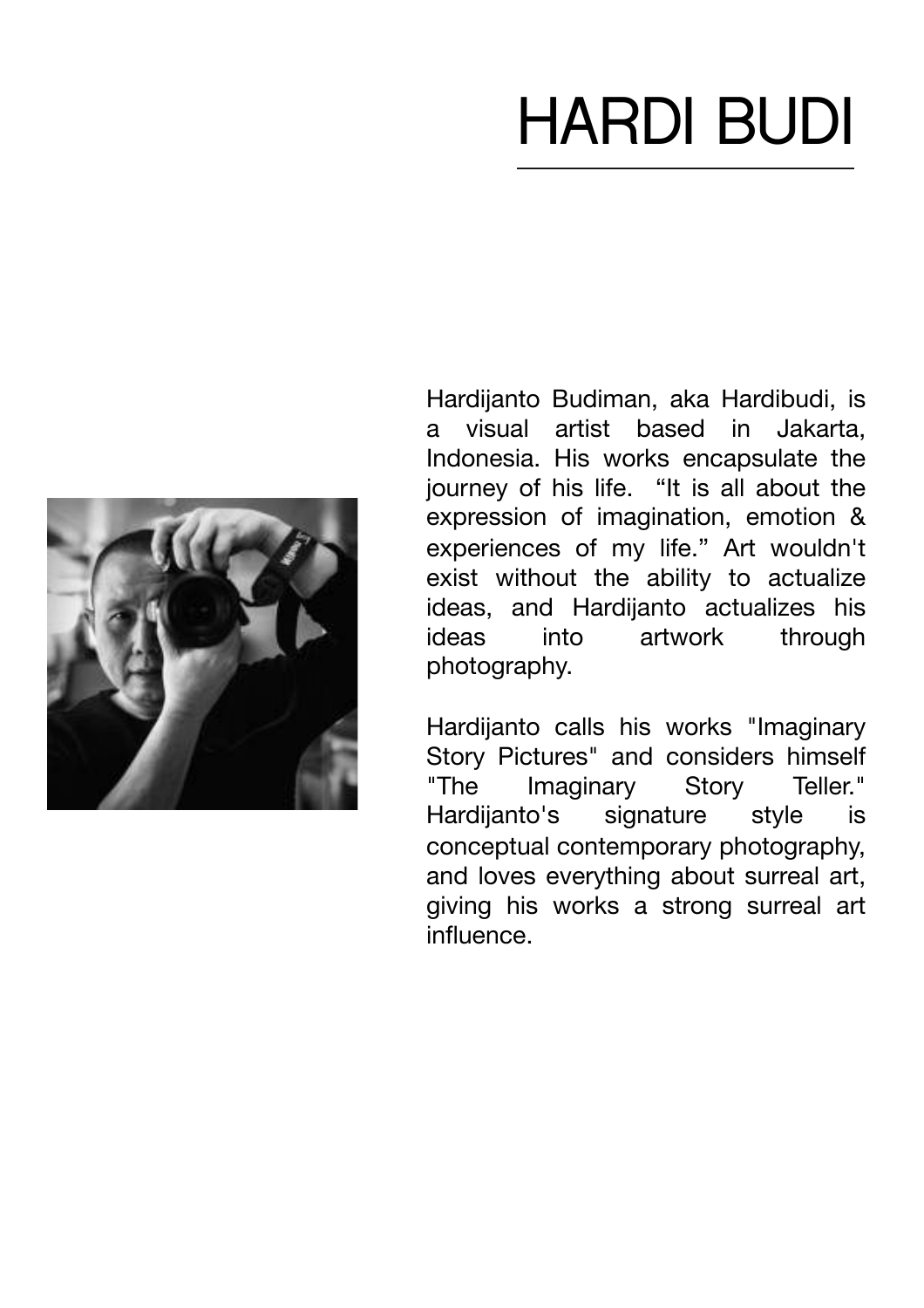# HARDI BUDI

Hardijanto Budiman, aka Hardibudi, is a visual artist based in Jakarta, Indonesia. His works encapsulate the journey of his life. "It is all about the expression of imagination, emotion & experiences of my life." Art wouldn't exist without the ability to actualize ideas, and Hardijanto actualizes his ideas into artwork through photography.

Hardijanto calls his works "Imaginary Story Pictures" and considers himself "The Imaginary Story Teller." Hardijanto's signature style is conceptual contemporary photography, and loves everything about surreal art, giving his works a strong surreal art influence.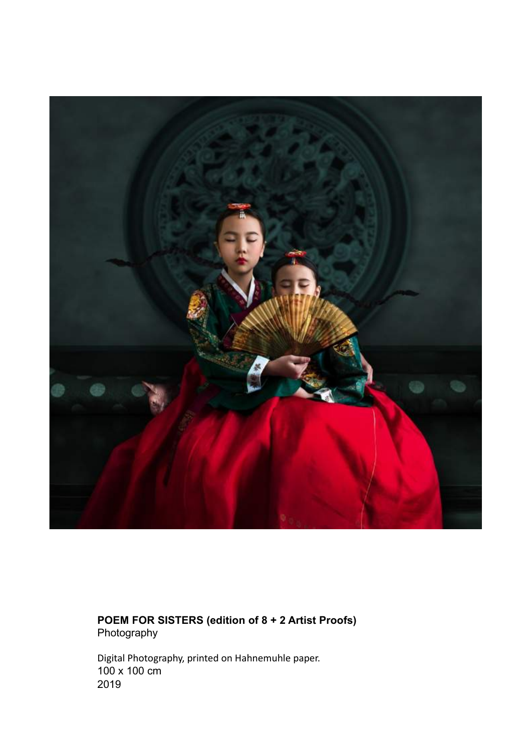**POEM FOR SISTERS (edition of 8 + 2 Artist Proofs)**
Photography

Digital Photography, printed on Hahnemuhle paper.
100 x 100 cm
2019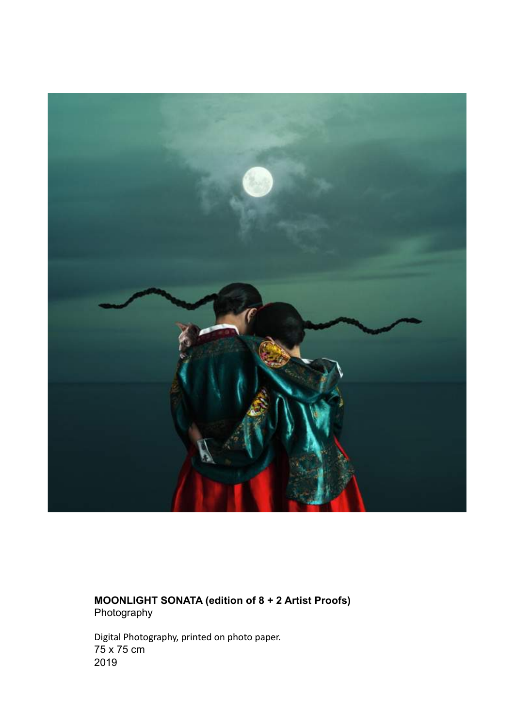**MOONLIGHT SONATA (edition of 8 + 2 Artist Proofs)**
Photography

Digital Photography, printed on photo paper.
75 x 75 cm
2019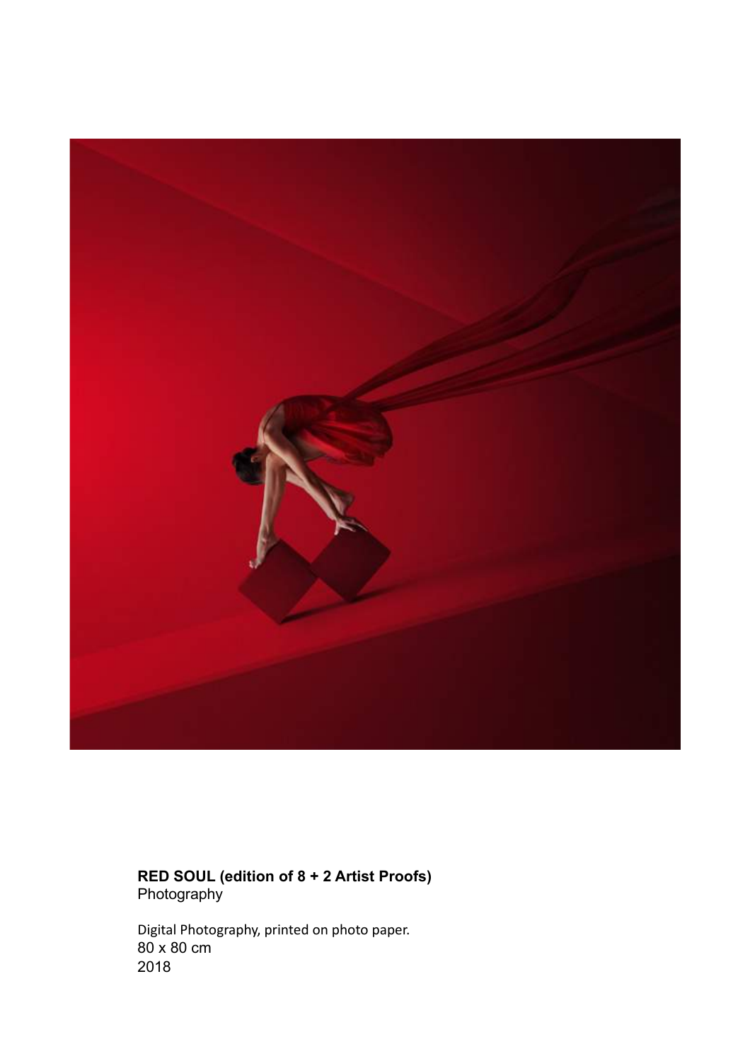**RED SOUL (edition of 8 + 2 Artist Proofs)**
Photography

Digital Photography, printed on photo paper.
80 x 80 cm
2018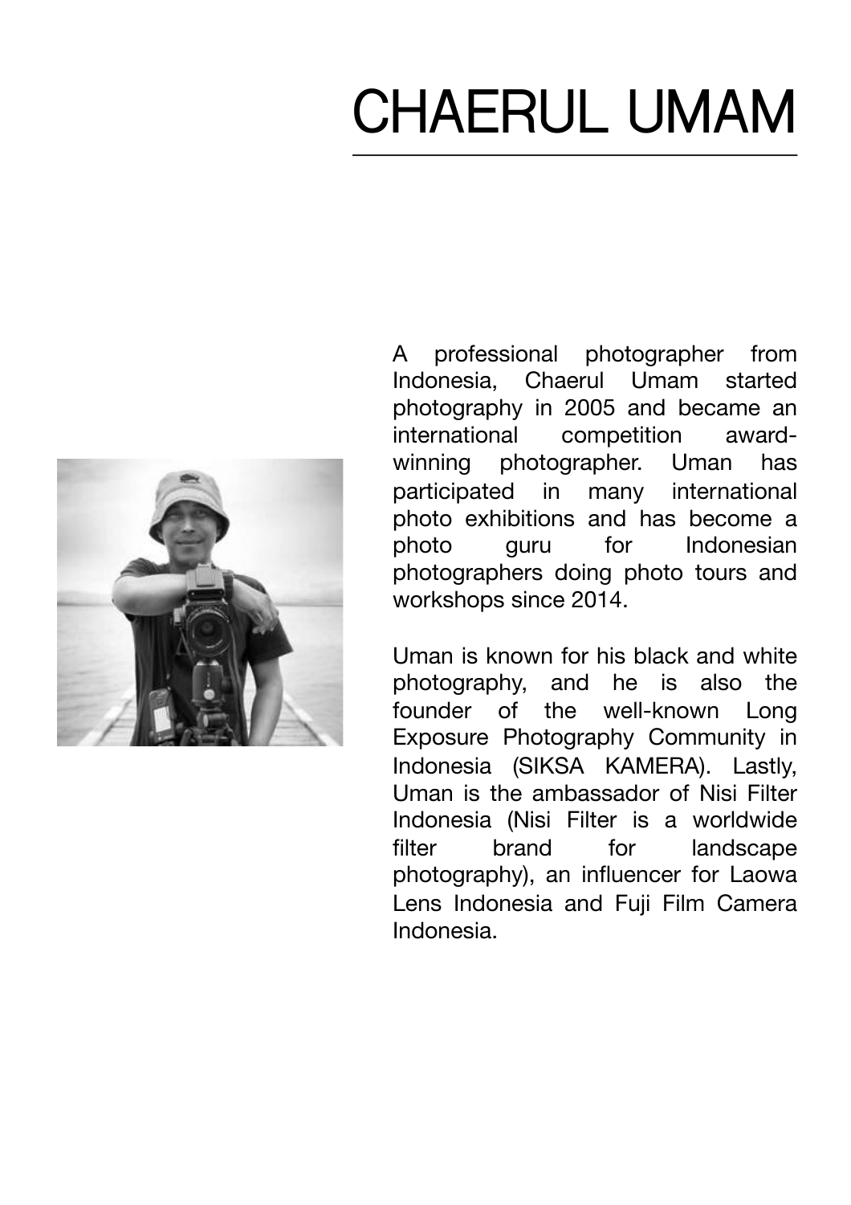# CHAERUL UMAM

A professional photographer from Indonesia, Chaerul Umam started photography in 2005 and became an international competition award-winning photographer. Uman has participated in many international photo exhibitions and has become a photo guru for Indonesian photographers doing photo tours and workshops since 2014.

Uman is known for his black and white photography, and he is also the founder of the well-known Long Exposure Photography Community in Indonesia (SIKSA KAMERA). Lastly, Uman is the ambassador of Nisi Filter Indonesia (Nisi Filter is a worldwide filter brand for landscape photography), an influencer for Laowa Lens Indonesia and Fuji Film Camera Indonesia.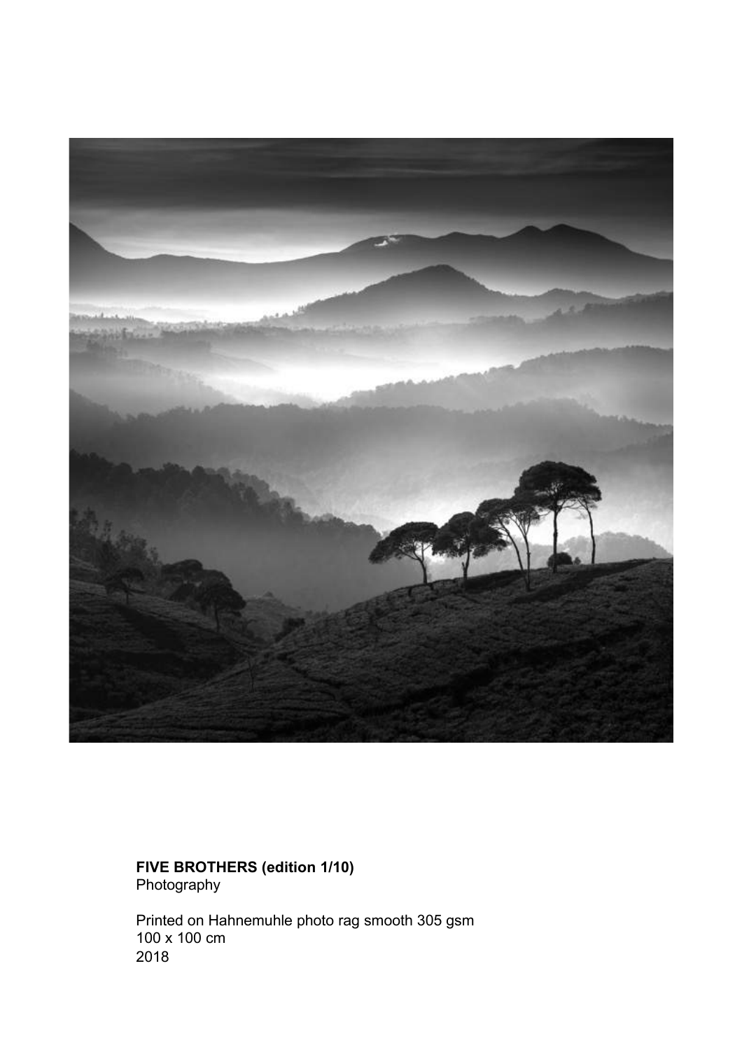**FIVE BROTHERS (edition 1/10)**
Photography

Printed on Hahnemuhle photo rag smooth 305 gsm
100 x 100 cm
2018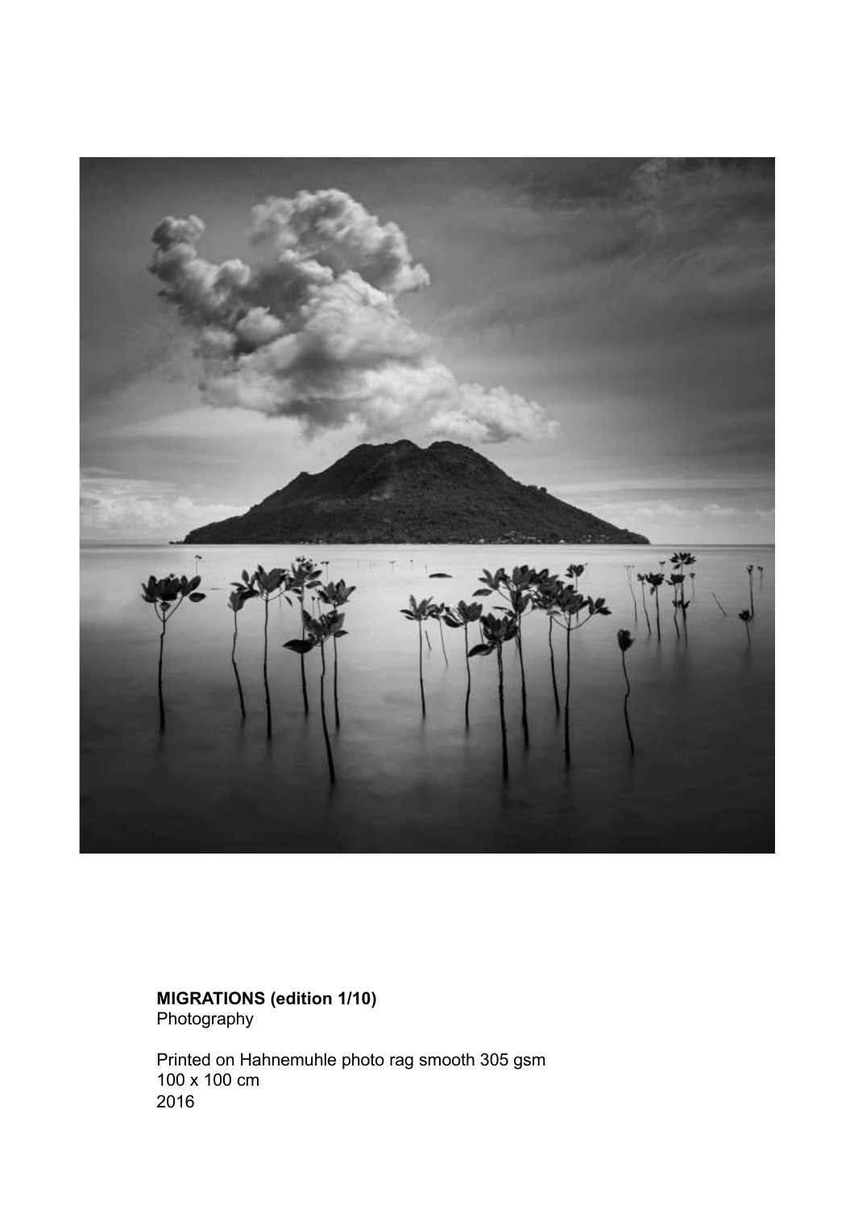**MIGRATIONS (edition 1/10)**
Photography

Printed on Hahnemuhle photo rag smooth 305 gsm
100 x 100 cm
2016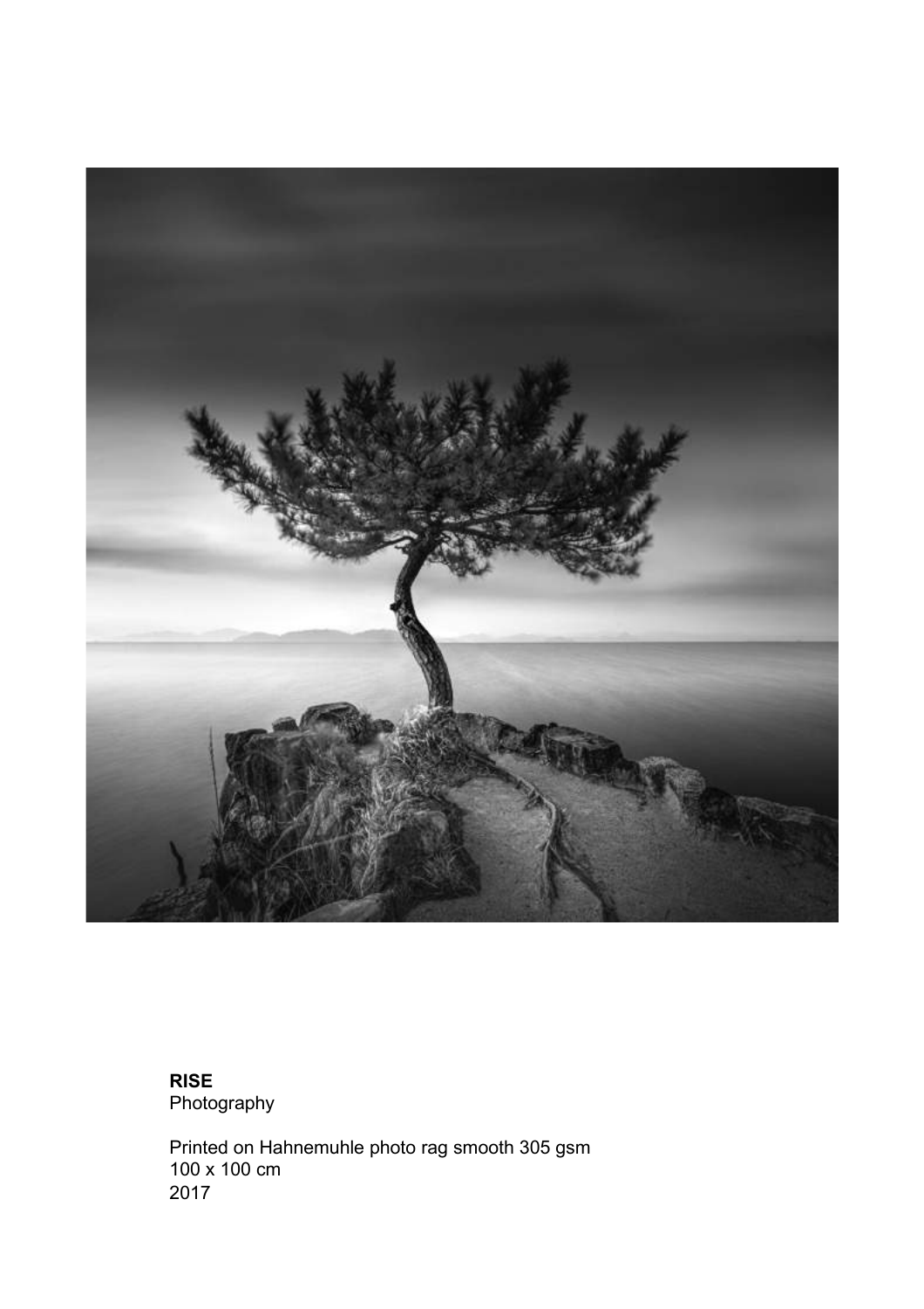**RISE**
Photography

Printed on Hahnemuhle photo rag smooth 305 gsm
100 x 100 cm
2017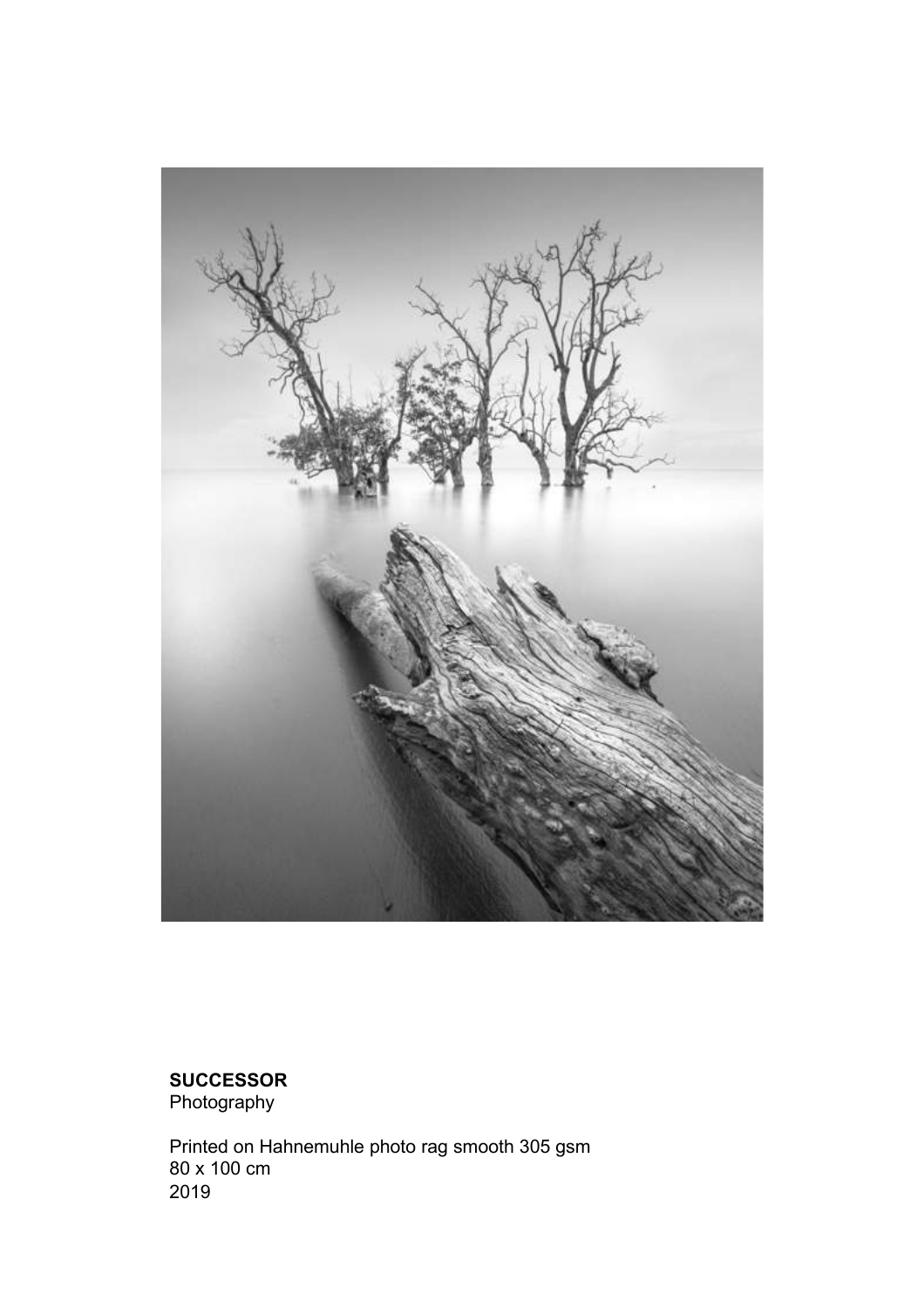**SUCCESSOR**
Photography

Printed on Hahnemuhle photo rag smooth 305 gsm
80 x 100 cm
2019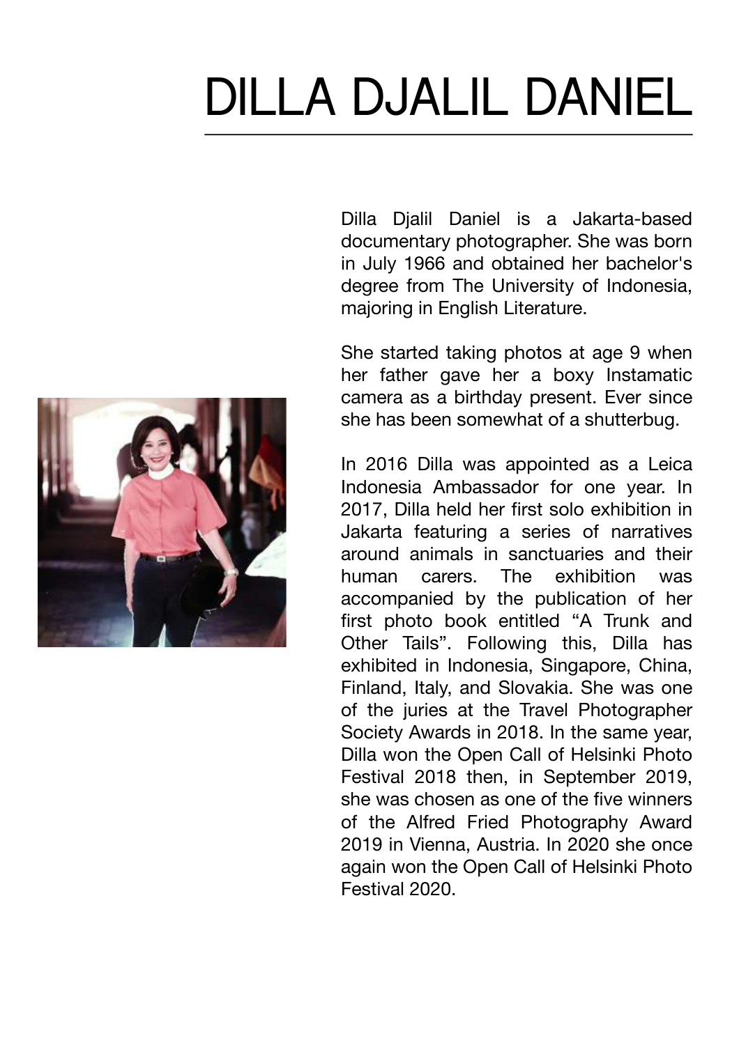# DILLA DJALIL DANIEL

Dilla Djalil Daniel is a Jakarta-based documentary photographer. She was born in July 1966 and obtained her bachelor's degree from The University of Indonesia, majoring in English Literature.

She started taking photos at age 9 when her father gave her a boxy Instamatic camera as a birthday present. Ever since she has been somewhat of a shutterbug.

In 2016 Dilla was appointed as a Leica Indonesia Ambassador for one year. In 2017, Dilla held her first solo exhibition in Jakarta featuring a series of narratives around animals in sanctuaries and their human carers. The exhibition was accompanied by the publication of her first photo book entitled "A Trunk and Other Tails". Following this, Dilla has exhibited in Indonesia, Singapore, China, Finland, Italy, and Slovakia. She was one of the juries at the Travel Photographer Society Awards in 2018. In the same year, Dilla won the Open Call of Helsinki Photo Festival 2018 then, in September 2019, she was chosen as one of the five winners of the Alfred Fried Photography Award 2019 in Vienna, Austria. In 2020 she once again won the Open Call of Helsinki Photo Festival 2020.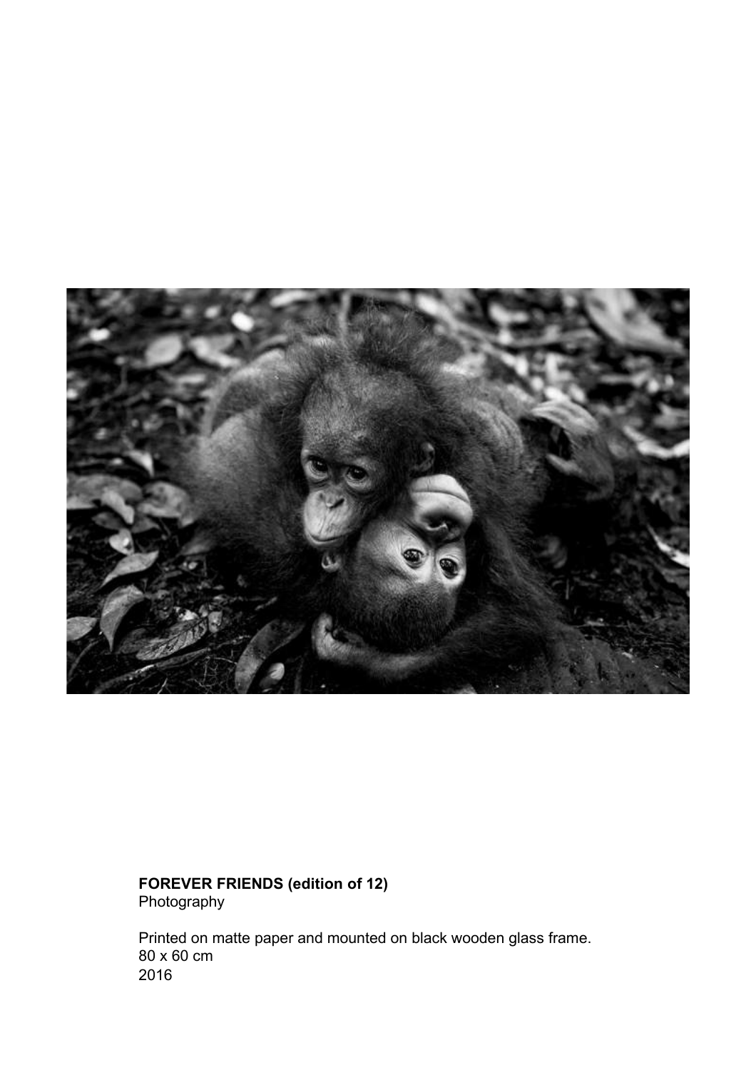**FOREVER FRIENDS (edition of 12)**
Photography

Printed on matte paper and mounted on black wooden glass frame.
80 x 60 cm
2016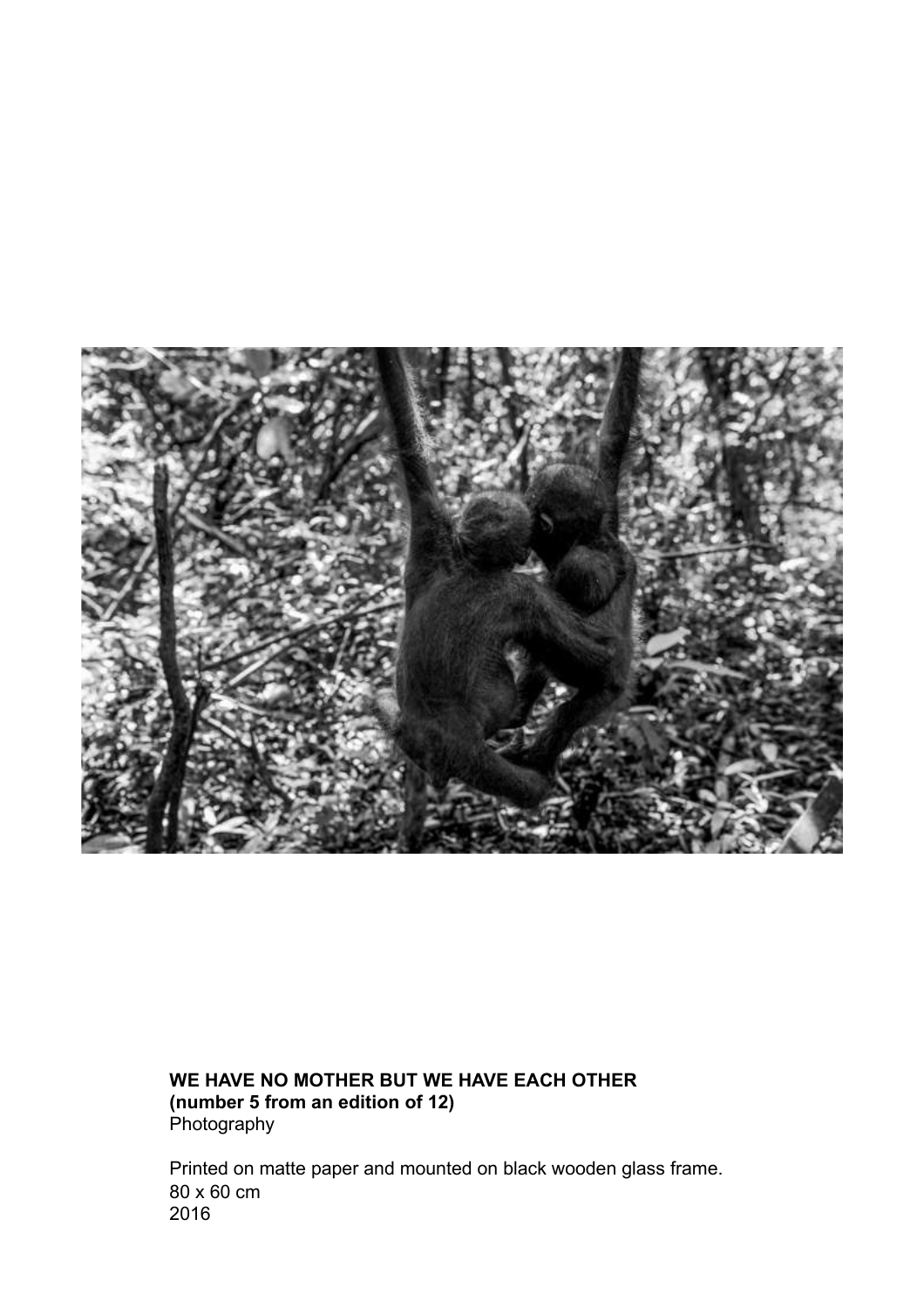**WE HAVE NO MOTHER BUT WE HAVE EACH OTHER**
**(number 5 from an edition of 12)**
Photography

Printed on matte paper and mounted on black wooden glass frame.
80 x 60 cm
2016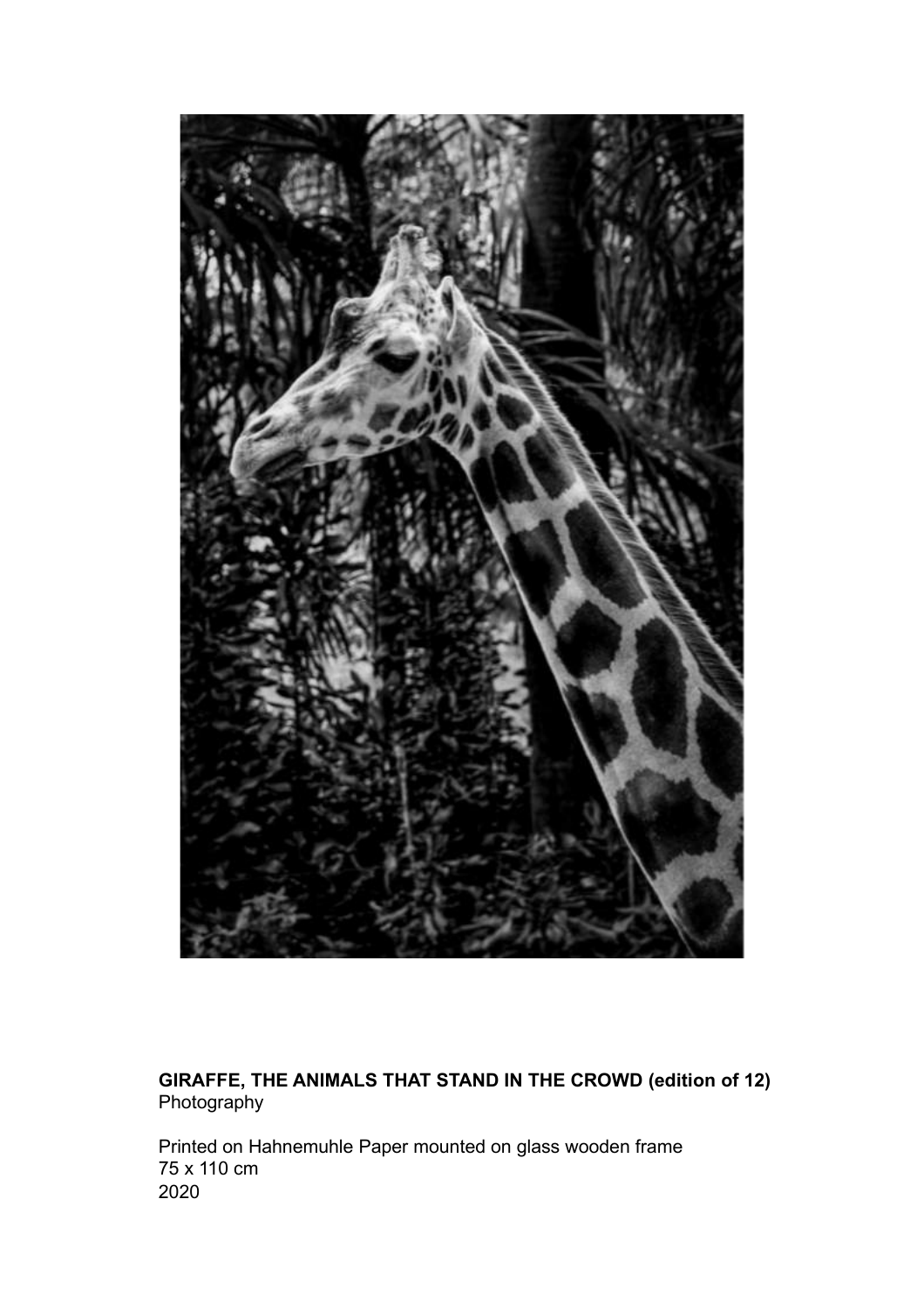**GIRAFFE, THE ANIMALS THAT STAND IN THE CROWD (edition of 12)**
Photography

Printed on Hahnemuhle Paper mounted on glass wooden frame
75 x 110 cm
2020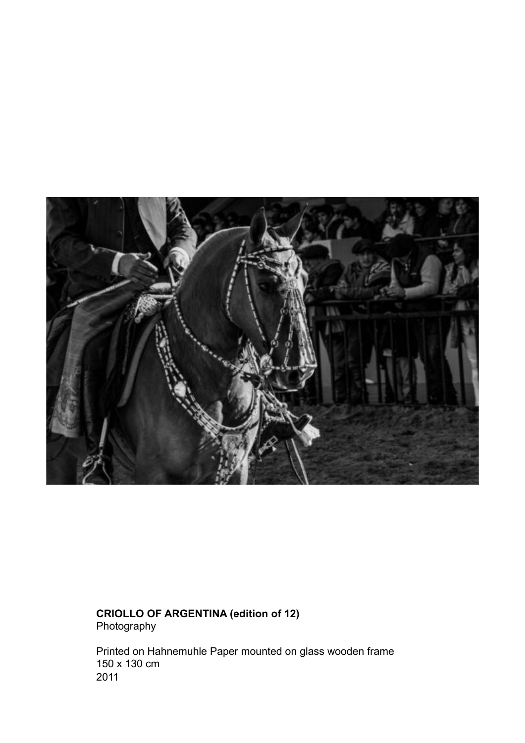**CRIOLLO OF ARGENTINA (edition of 12)**
Photography

Printed on Hahnemuhle Paper mounted on glass wooden frame
150 x 130 cm
2011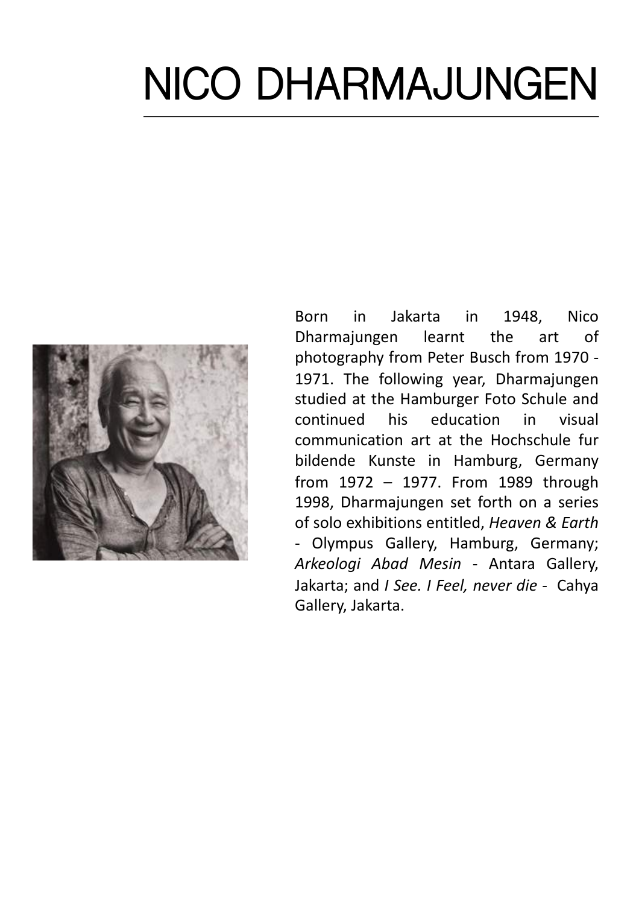# NICO DHARMAJUNGEN

Born in Jakarta in 1948, Nico Dharmajungen learnt the art of photography from Peter Busch from 1970 - 1971. The following year, Dharmajungen studied at the Hamburger Foto Schule and continued his education in visual communication art at the Hochschule fur bildende Kunste in Hamburg, Germany from 1972 – 1977. From 1989 through 1998, Dharmajungen set forth on a series of solo exhibitions entitled, *Heaven & Earth* - Olympus Gallery, Hamburg, Germany; *Arkeologi Abad Mesin* - Antara Gallery, Jakarta; and *I See. I Feel, never die* - Cahya Gallery, Jakarta.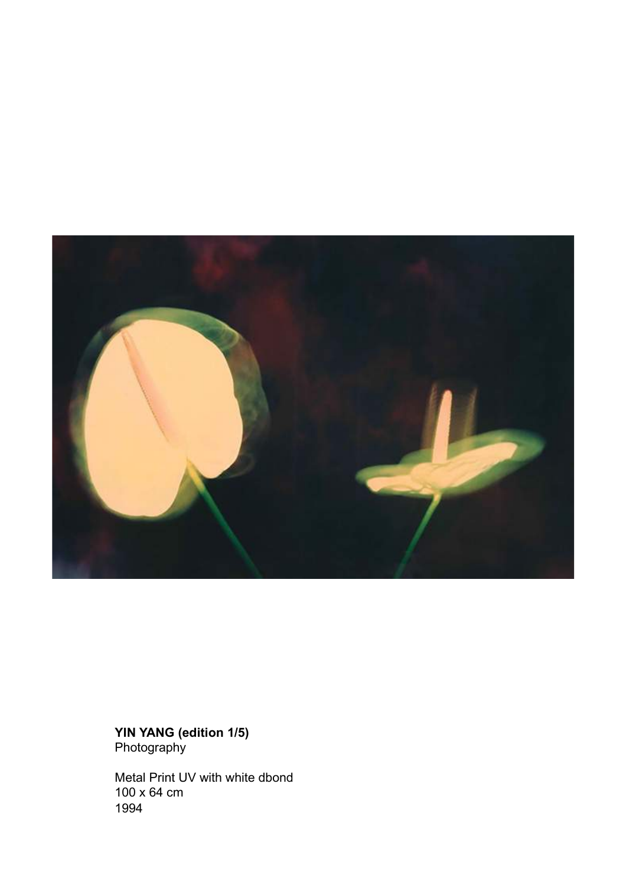**YIN YANG (edition 1/5)**
Photography

Metal Print UV with white dbond
100 x 64 cm
1994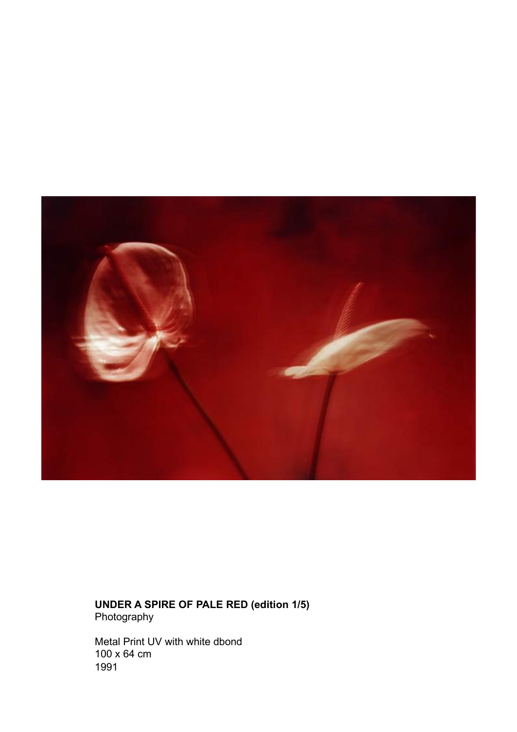**UNDER A SPIRE OF PALE RED (edition 1/5)**
Photography

Metal Print UV with white dbond
100 x 64 cm
1991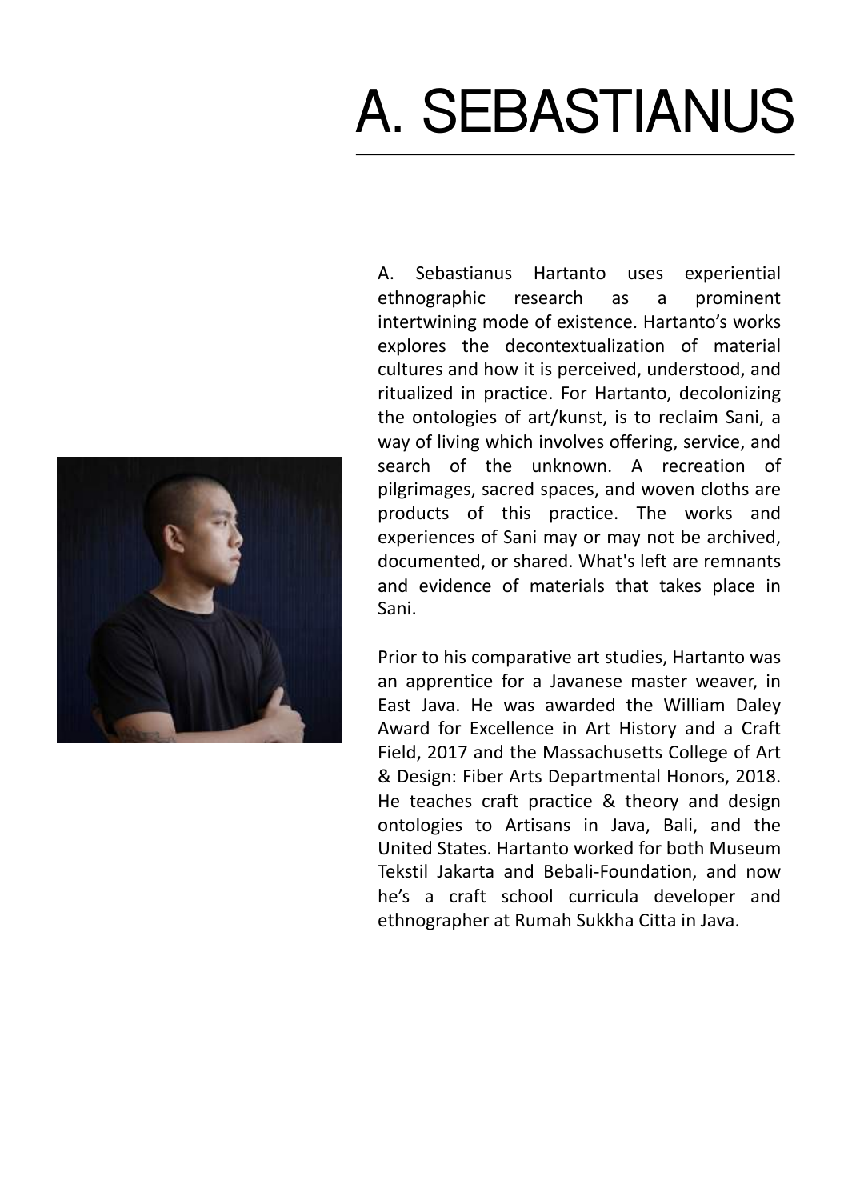# A. SEBASTIANUS

A. Sebastianus Hartanto uses experiential ethnographic research as a prominent intertwining mode of existence. Hartanto's works explores the decontextualization of material cultures and how it is perceived, understood, and ritualized in practice. For Hartanto, decolonizing the ontologies of art/kunst, is to reclaim Sani, a way of living which involves offering, service, and search of the unknown. A recreation of pilgrimages, sacred spaces, and woven cloths are products of this practice. The works and experiences of Sani may or may not be archived, documented, or shared. What's left are remnants and evidence of materials that takes place in Sani.

Prior to his comparative art studies, Hartanto was an apprentice for a Javanese master weaver, in East Java. He was awarded the William Daley Award for Excellence in Art History and a Craft Field, 2017 and the Massachusetts College of Art & Design: Fiber Arts Departmental Honors, 2018. He teaches craft practice & theory and design ontologies to Artisans in Java, Bali, and the United States. Hartanto worked for both Museum Tekstil Jakarta and Bebali-Foundation, and now he's a craft school curricula developer and ethnographer at Rumah Sukkha Citta in Java.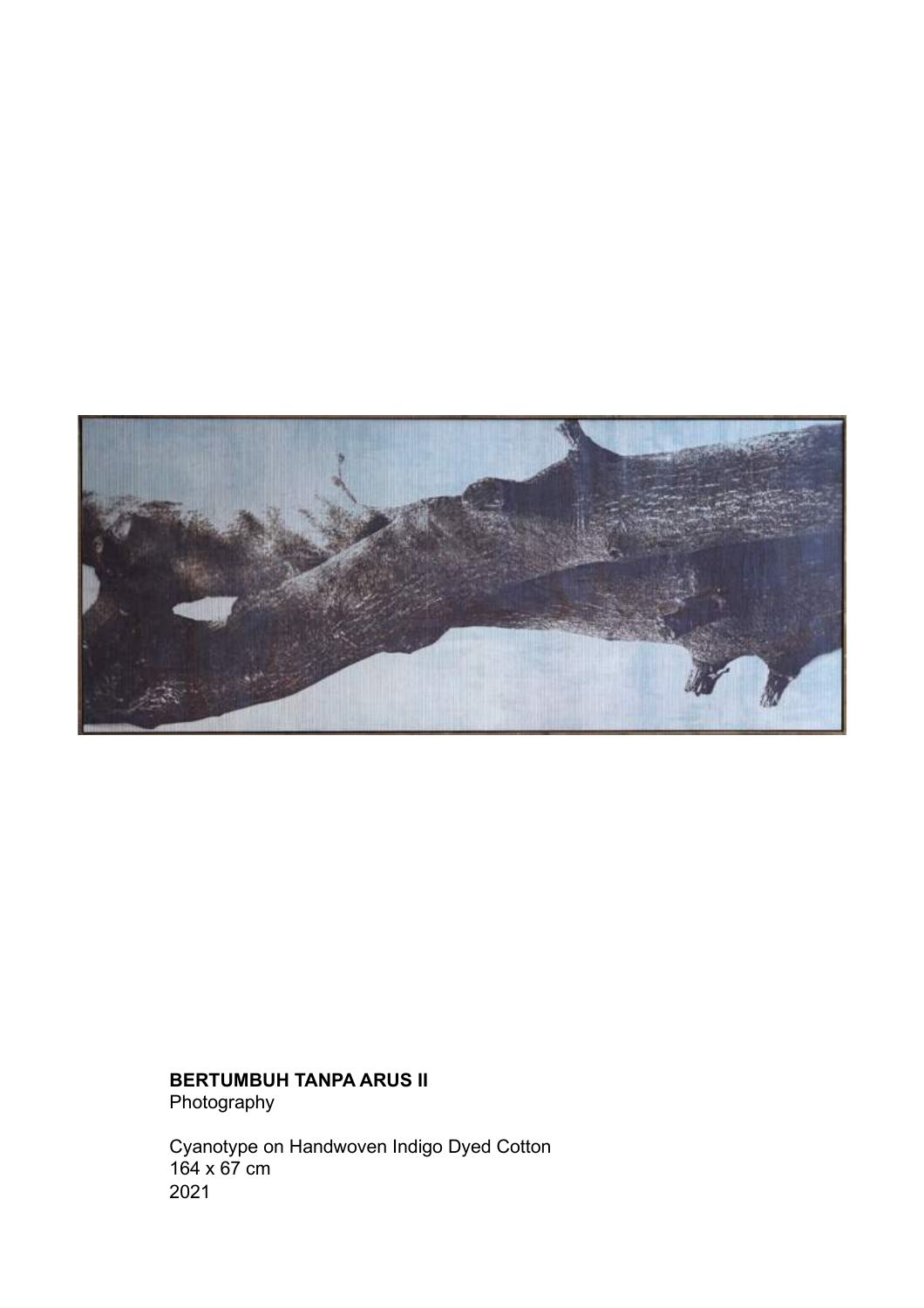**BERTUMBUH TANPA ARUS II**
Photography

Cyanotype on Handwoven Indigo Dyed Cotton
164 x 67 cm
2021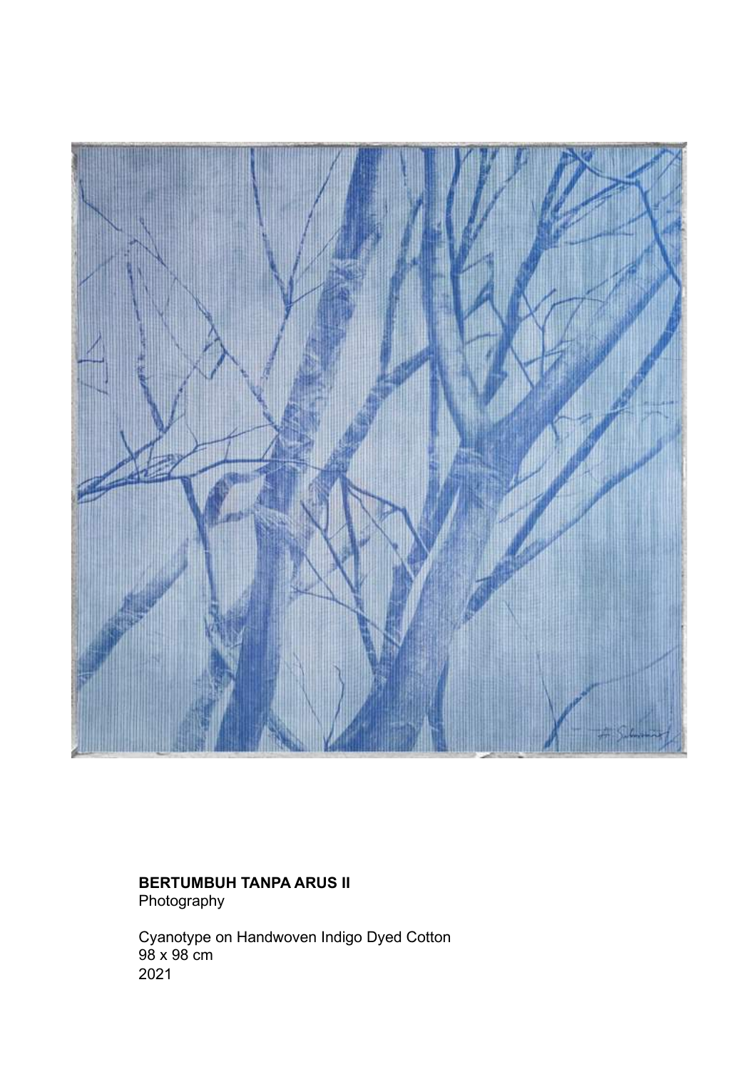**BERTUMBUH TANPA ARUS II**
Photography

Cyanotype on Handwoven Indigo Dyed Cotton
98 x 98 cm
2021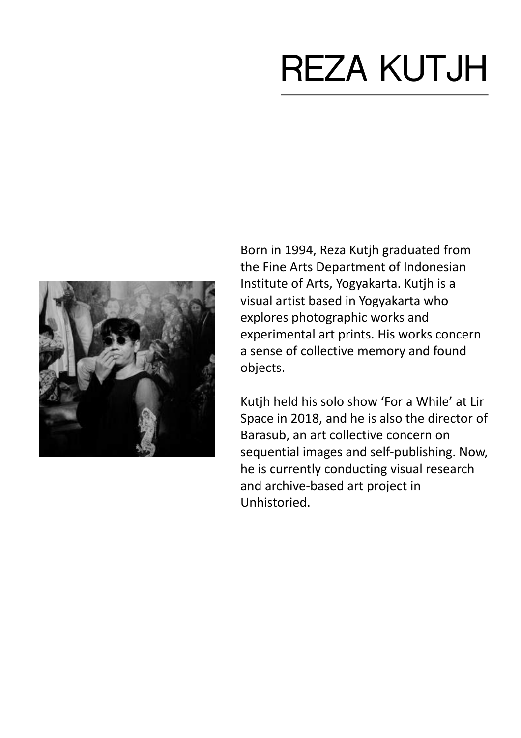# REZA KUTJH

Born in 1994, Reza Kutjh graduated from the Fine Arts Department of Indonesian Institute of Arts, Yogyakarta. Kutjh is a visual artist based in Yogyakarta who explores photographic works and experimental art prints. His works concern a sense of collective memory and found objects.

Kutjh held his solo show 'For a While' at Lir Space in 2018, and he is also the director of Barasub, an art collective concern on sequential images and self-publishing. Now, he is currently conducting visual research and archive-based art project in Unhistoried.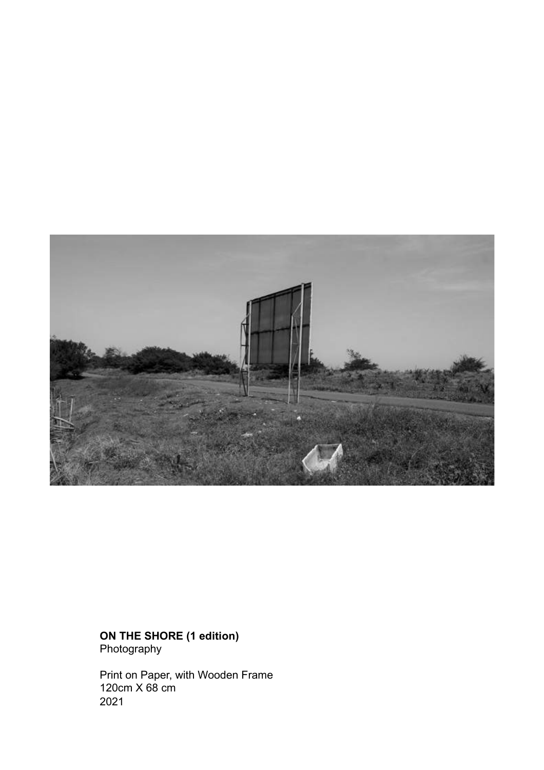**ON THE SHORE (1 edition)**
Photography

Print on Paper, with Wooden Frame
120cm X 68 cm
2021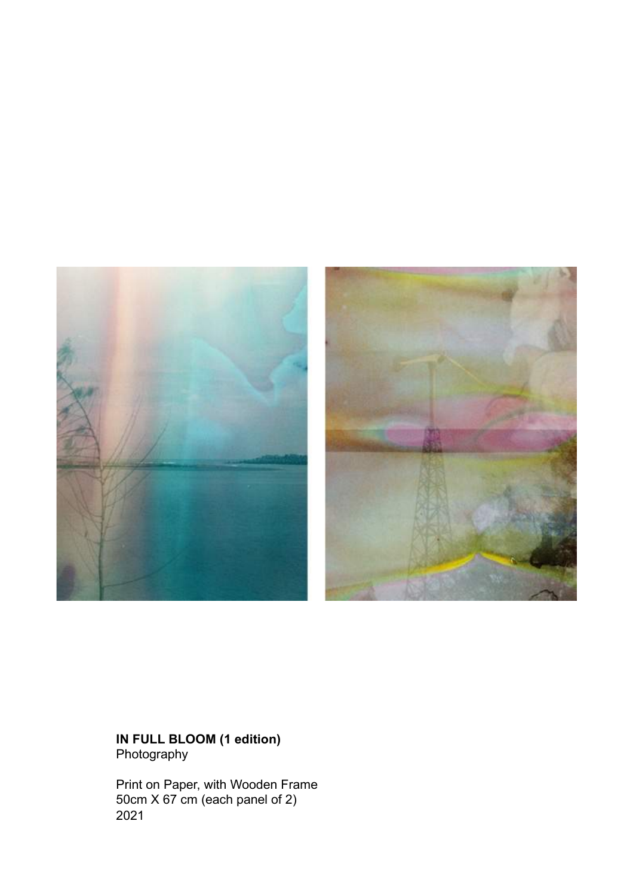**IN FULL BLOOM (1 edition)**
Photography

Print on Paper, with Wooden Frame
50cm X 67 cm (each panel of 2)
2021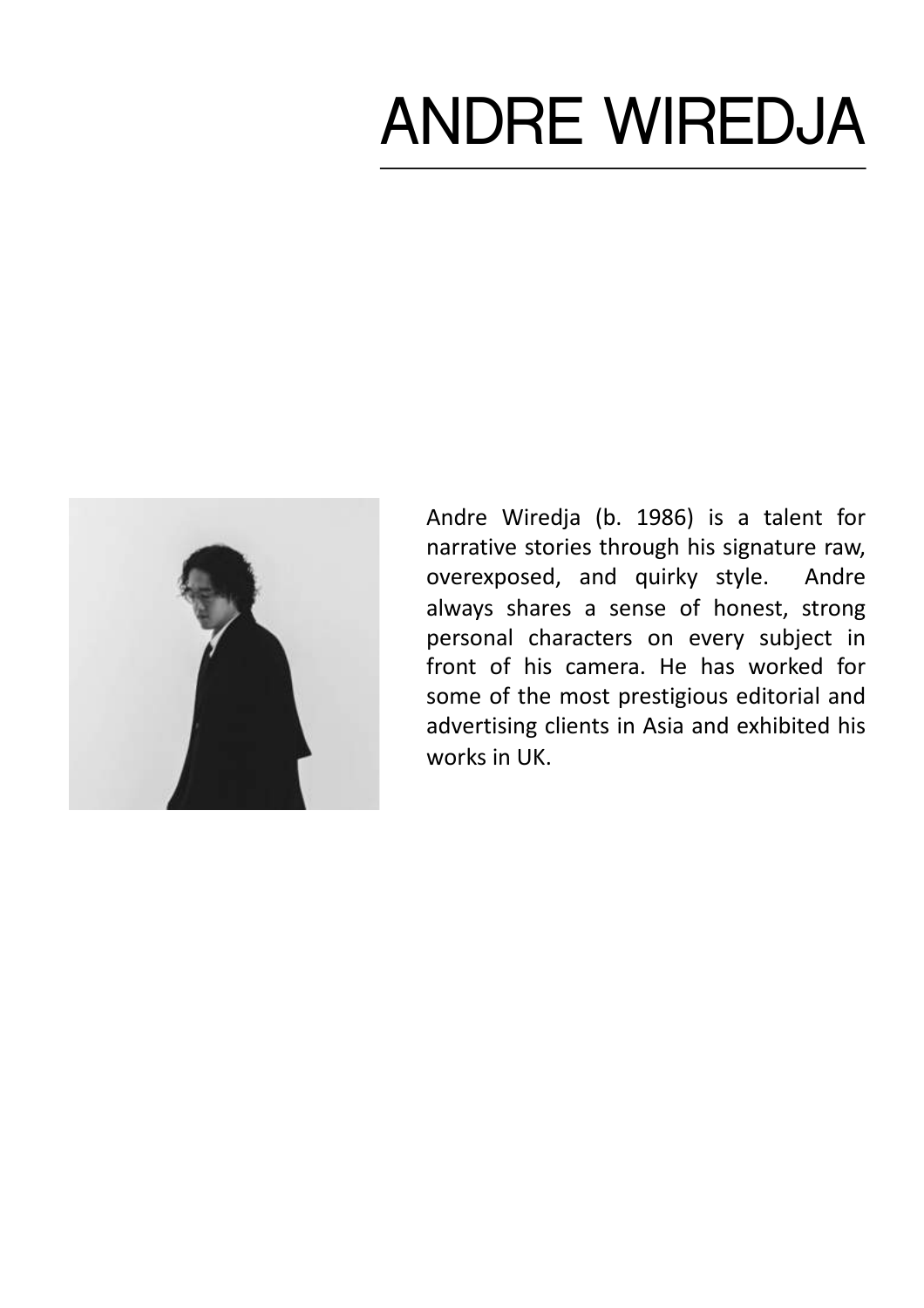# ANDRE WIREDJA

Andre Wiredja (b. 1986) is a talent for narrative stories through his signature raw, overexposed, and quirky style. Andre always shares a sense of honest, strong personal characters on every subject in front of his camera. He has worked for some of the most prestigious editorial and advertising clients in Asia and exhibited his works in UK.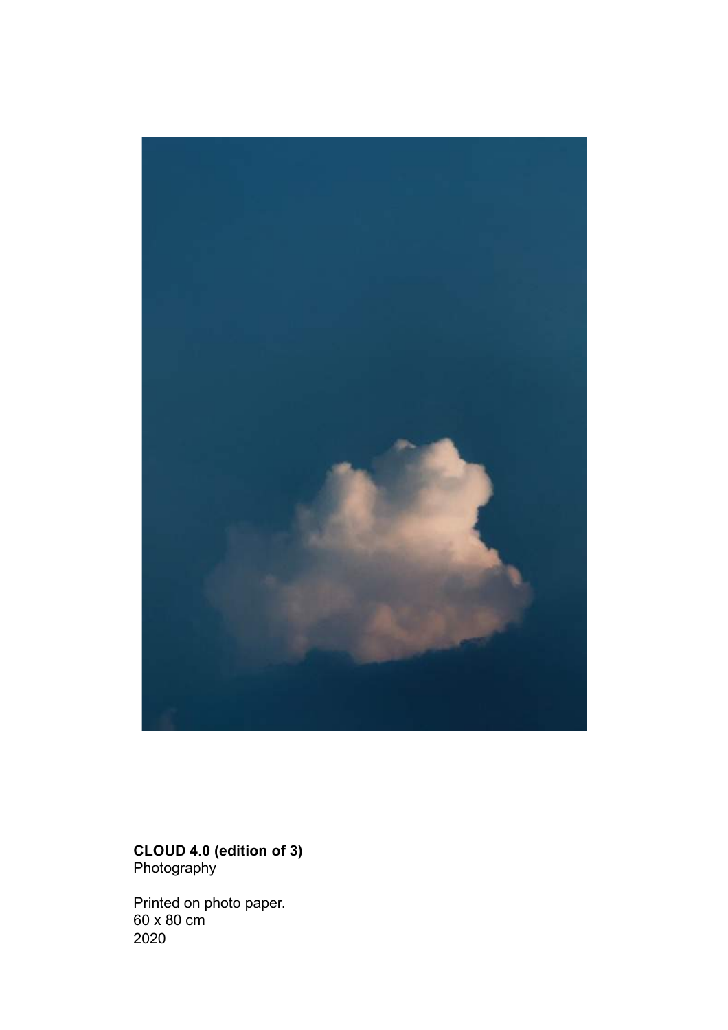**CLOUD 4.0 (edition of 3)**
Photography

Printed on photo paper.
60 x 80 cm
2020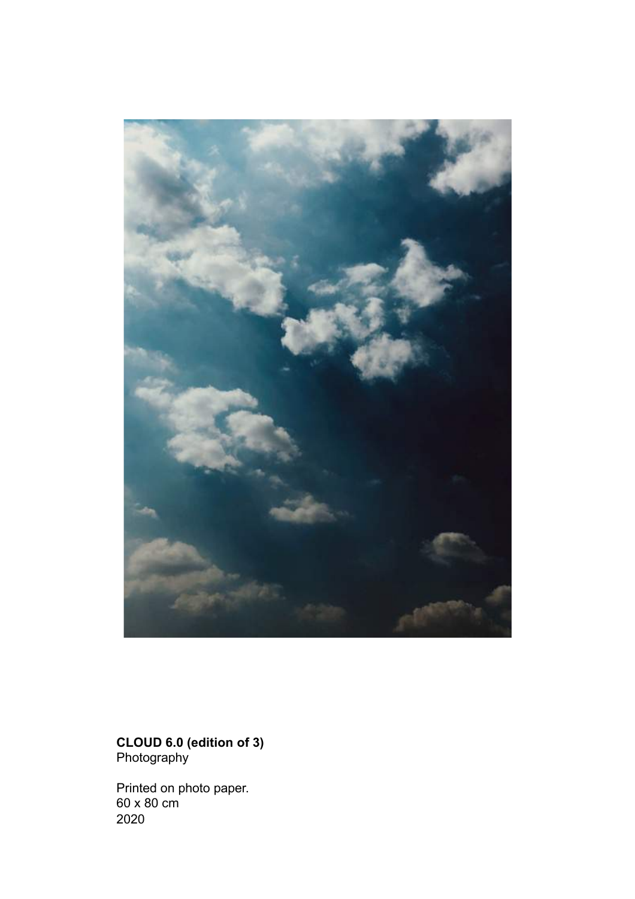**CLOUD 6.0 (edition of 3)**
Photography

Printed on photo paper.
60 x 80 cm
2020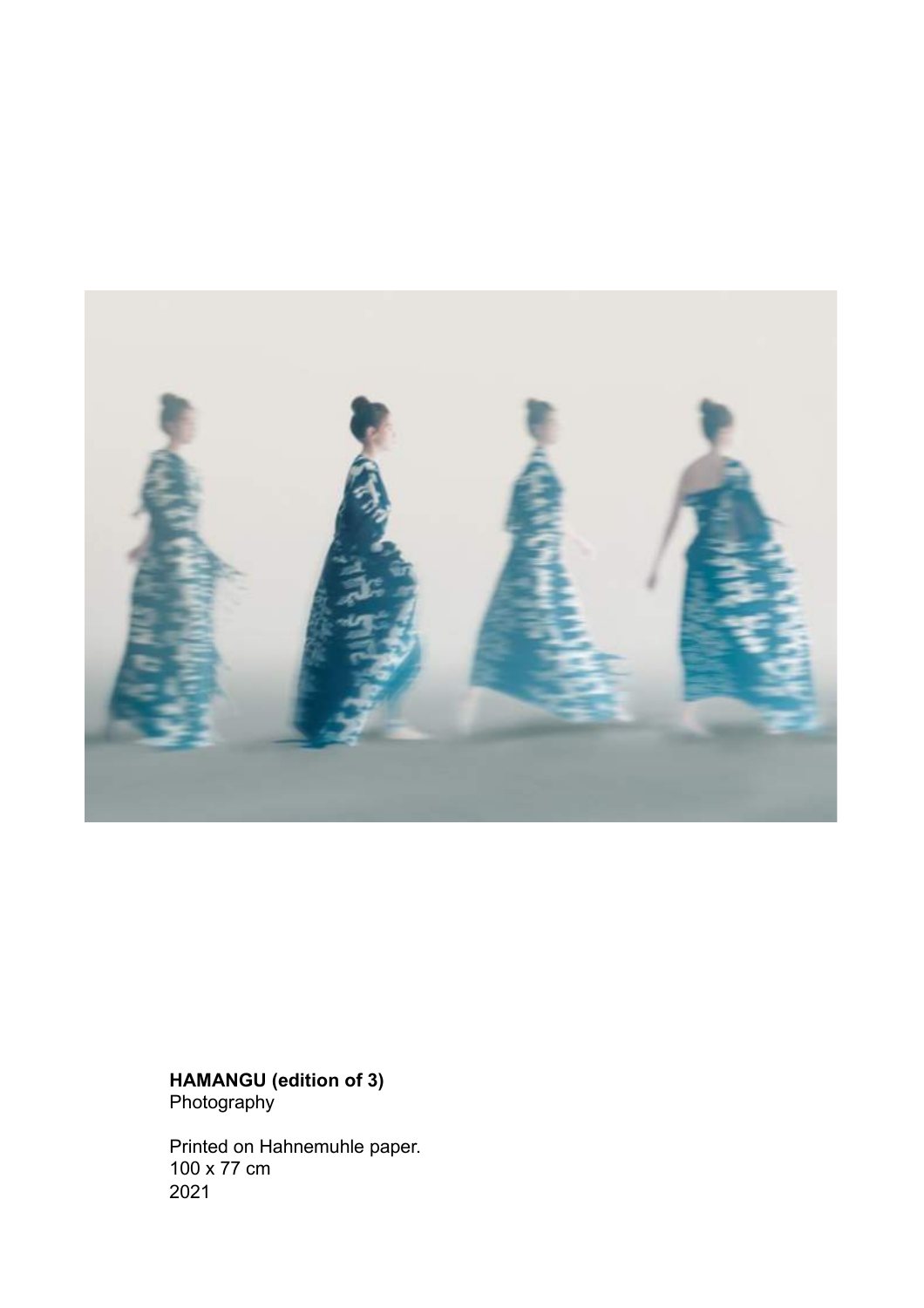**HAMANGU (edition of 3)**
Photography

Printed on Hahnemuhle paper.
100 x 77 cm
2021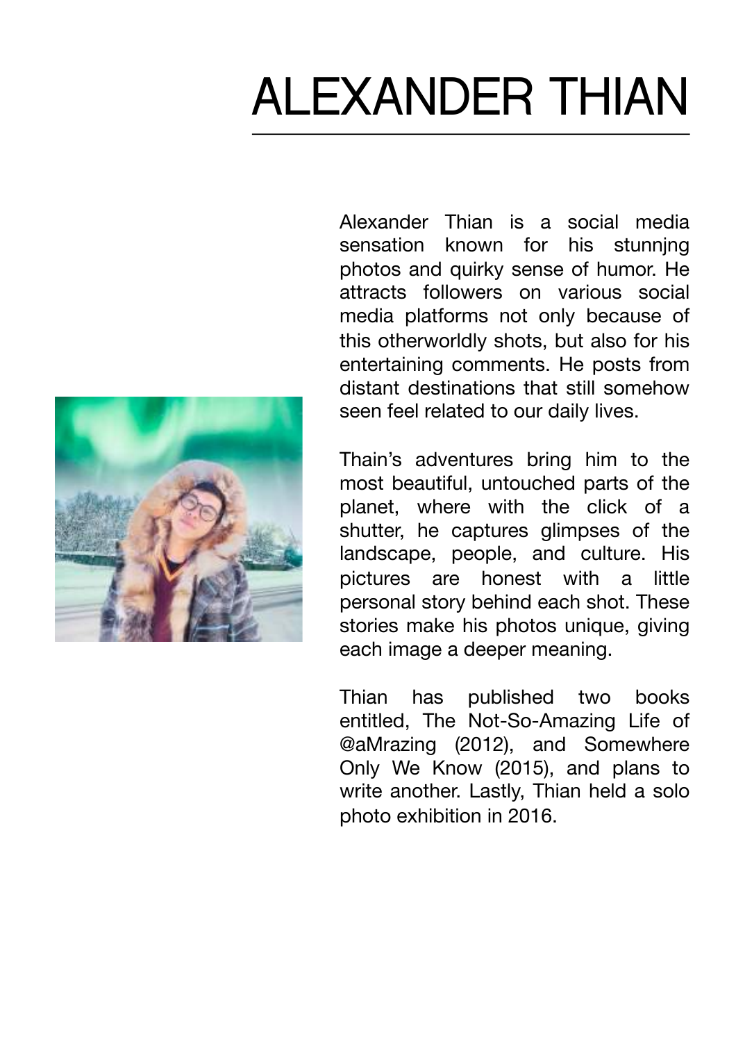# ALEXANDER THIAN

Alexander Thian is a social media sensation known for his stunnjng photos and quirky sense of humor. He attracts followers on various social media platforms not only because of this otherworldly shots, but also for his entertaining comments. He posts from distant destinations that still somehow seen feel related to our daily lives.

Thain's adventures bring him to the most beautiful, untouched parts of the planet, where with the click of a shutter, he captures glimpses of the landscape, people, and culture. His pictures are honest with a little personal story behind each shot. These stories make his photos unique, giving each image a deeper meaning.

Thian has published two books entitled, The Not-So-Amazing Life of @aMrazing (2012), and Somewhere Only We Know (2015), and plans to write another. Lastly, Thian held a solo photo exhibition in 2016.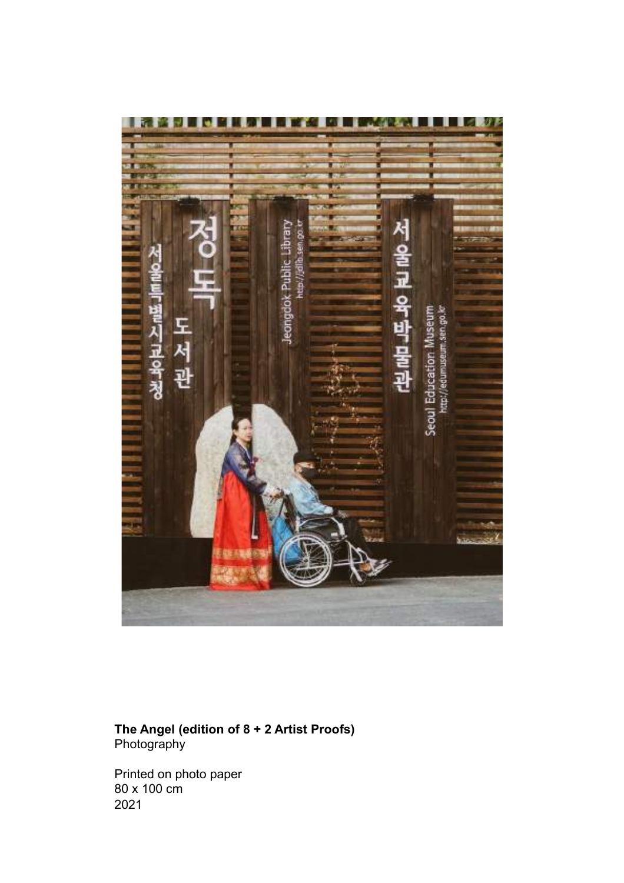**The Angel (edition of 8 + 2 Artist Proofs)**
Photography

Printed on photo paper
80 x 100 cm
2021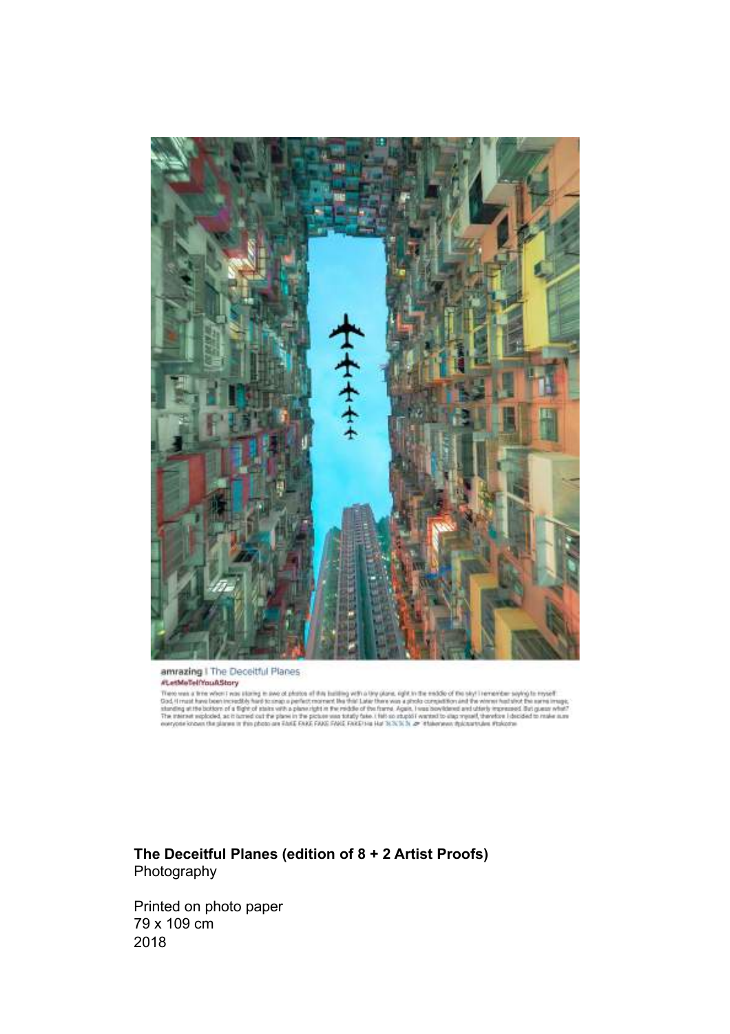**The Deceitful Planes (edition of 8 + 2 Artist Proofs)**
Photography

Printed on photo paper
79 x 109 cm
2018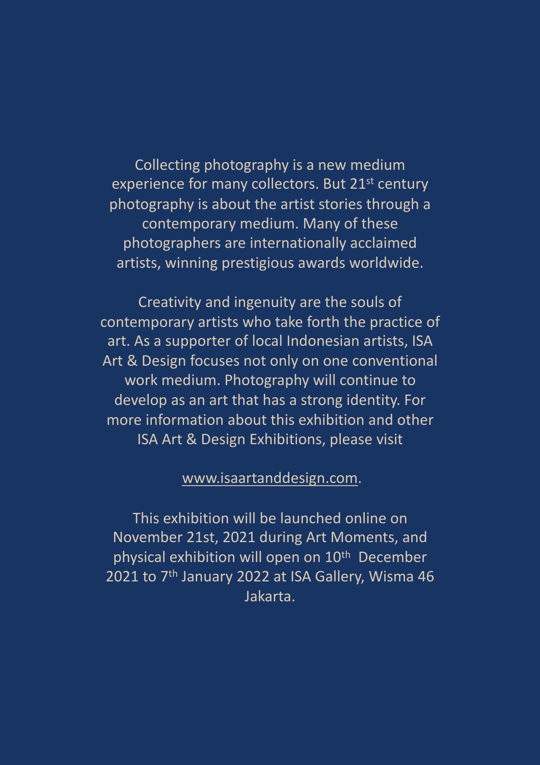Collecting photography is a new medium experience for many collectors. But 21st century photography is about the artist stories through a contemporary medium. Many of these photographers are internationally acclaimed artists, winning prestigious awards worldwide.

Creativity and ingenuity are the souls of contemporary artists who take forth the practice of art. As a supporter of local Indonesian artists, ISA Art & Design focuses not only on one conventional work medium. Photography will continue to develop as an art that has a strong identity. For more information about this exhibition and other ISA Art & Design Exhibitions, please visit

www.isaartanddesign.com.

This exhibition will be launched online on November 21st, 2021 during Art Moments, and physical exhibition will open on 10th December 2021 to 7th January 2022 at ISA Gallery, Wisma 46 Jakarta.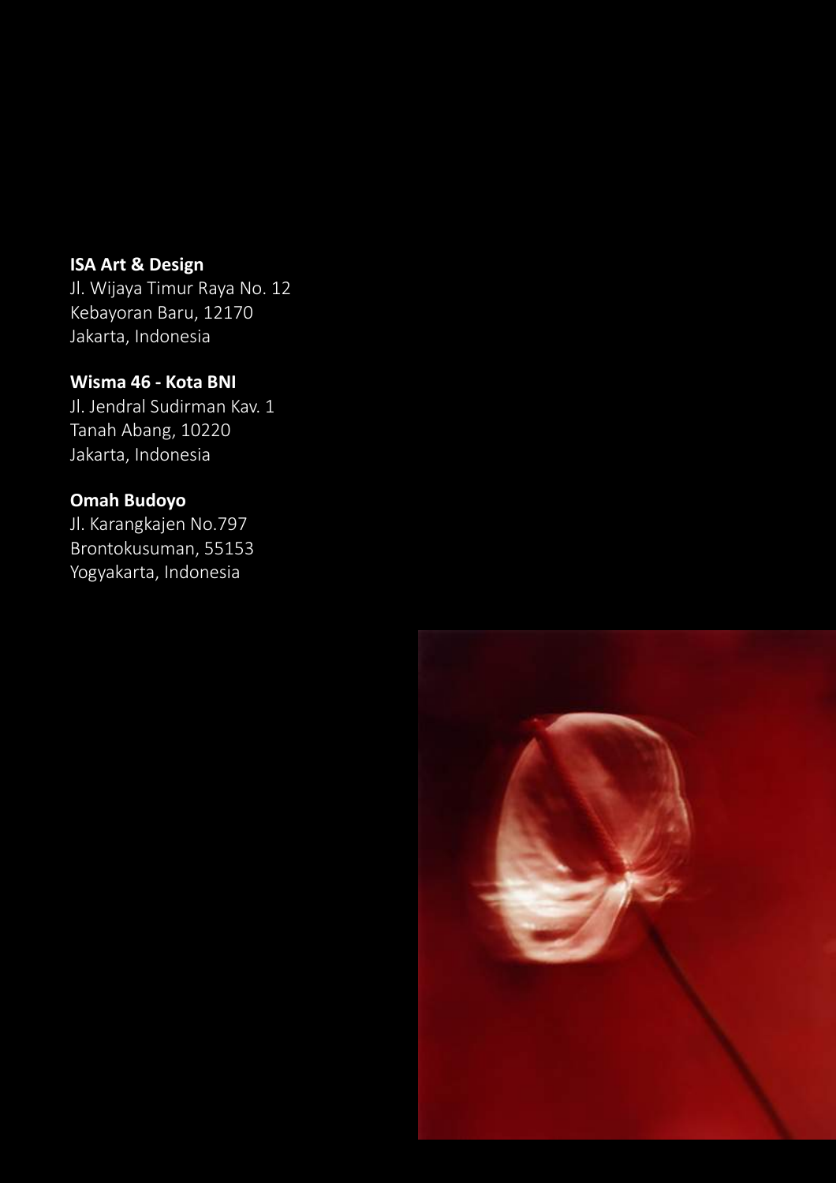**ISA Art & Design**
Jl. Wijaya Timur Raya No. 12
Kebayoran Baru, 12170
Jakarta, Indonesia

**Wisma 46 - Kota BNI**
Jl. Jendral Sudirman Kav. 1
Tanah Abang, 10220
Jakarta, Indonesia

**Omah Budoyo**
Jl. Karangkajen No.797
Brontokusuman, 55153
Yogyakarta, Indonesia